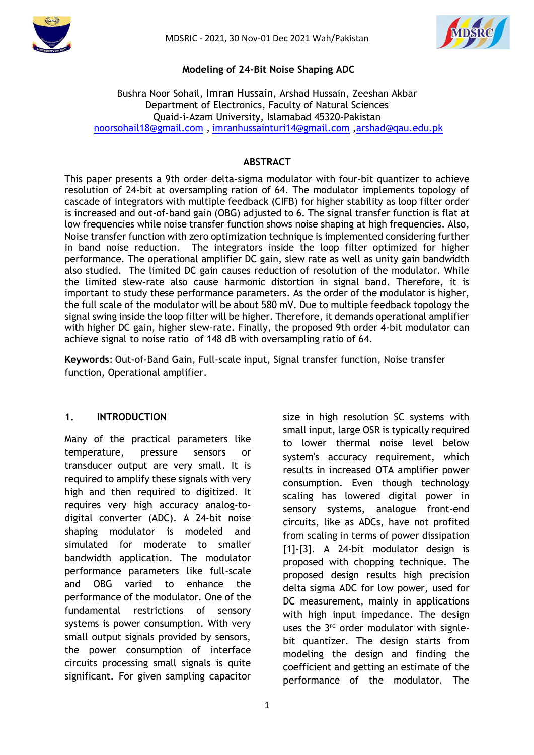# Modeling of 24-Bit Noise Shaping ADC

Bushra Noor Sohail, Imran Hussain, Arshad Hussain, Zeeshan Akbar
Department of Electronics, Faculty of Natural Sciences
Quaid-i-Azam University, Islamabad 45320-Pakistan
noorsohail18@gmail.com , imranhussainturi14@gmail.com ,arshad@qau.edu.pk

## ABSTRACT

This paper presents a 9th order delta-sigma modulator with four-bit quantizer to achieve resolution of 24-bit at oversampling ration of 64. The modulator implements topology of cascade of integrators with multiple feedback (CIFB) for higher stability as loop filter order is increased and out-of-band gain (OBG) adjusted to 6. The signal transfer function is flat at low frequencies while noise transfer function shows noise shaping at high frequencies. Also, Noise transfer function with zero optimization technique is implemented considering further in band noise reduction. The integrators inside the loop filter optimized for higher performance. The operational amplifier DC gain, slew rate as well as unity gain bandwidth also studied. The limited DC gain causes reduction of resolution of the modulator. While the limited slew-rate also cause harmonic distortion in signal band. Therefore, it is important to study these performance parameters. As the order of the modulator is higher, the full scale of the modulator will be about 580 mV. Due to multiple feedback topology the signal swing inside the loop filter will be higher. Therefore, it demands operational amplifier with higher DC gain, higher slew-rate. Finally, the proposed 9th order 4-bit modulator can achieve signal to noise ratio of 148 dB with oversampling ratio of 64.

**Keywords**: Out-of-Band Gain, Full-scale input, Signal transfer function, Noise transfer function, Operational amplifier.

## 1. INTRODUCTION

Many of the practical parameters like temperature, pressure sensors or transducer output are very small. It is required to amplify these signals with very high and then required to digitized. It requires very high accuracy analog-to-digital converter (ADC). A 24-bit noise shaping modulator is modeled and simulated for moderate to smaller bandwidth application. The modulator performance parameters like full-scale and OBG varied to enhance the performance of the modulator. One of the fundamental restrictions of sensory systems is power consumption. With very small output signals provided by sensors, the power consumption of interface circuits processing small signals is quite significant. For given sampling capacitor size in high resolution SC systems with small input, large OSR is typically required to lower thermal noise level below system's accuracy requirement, which results in increased OTA amplifier power consumption. Even though technology scaling has lowered digital power in sensory systems, analogue front-end circuits, like as ADCs, have not profited from scaling in terms of power dissipation [1]-[3]. A 24-bit modulator design is proposed with chopping technique. The proposed design results high precision delta sigma ADC for low power, used for DC measurement, mainly in applications with high input impedance. The design uses the 3rd order modulator with signle-bit quantizer. The design starts from modeling the design and finding the coefficient and getting an estimate of the performance of the modulator. The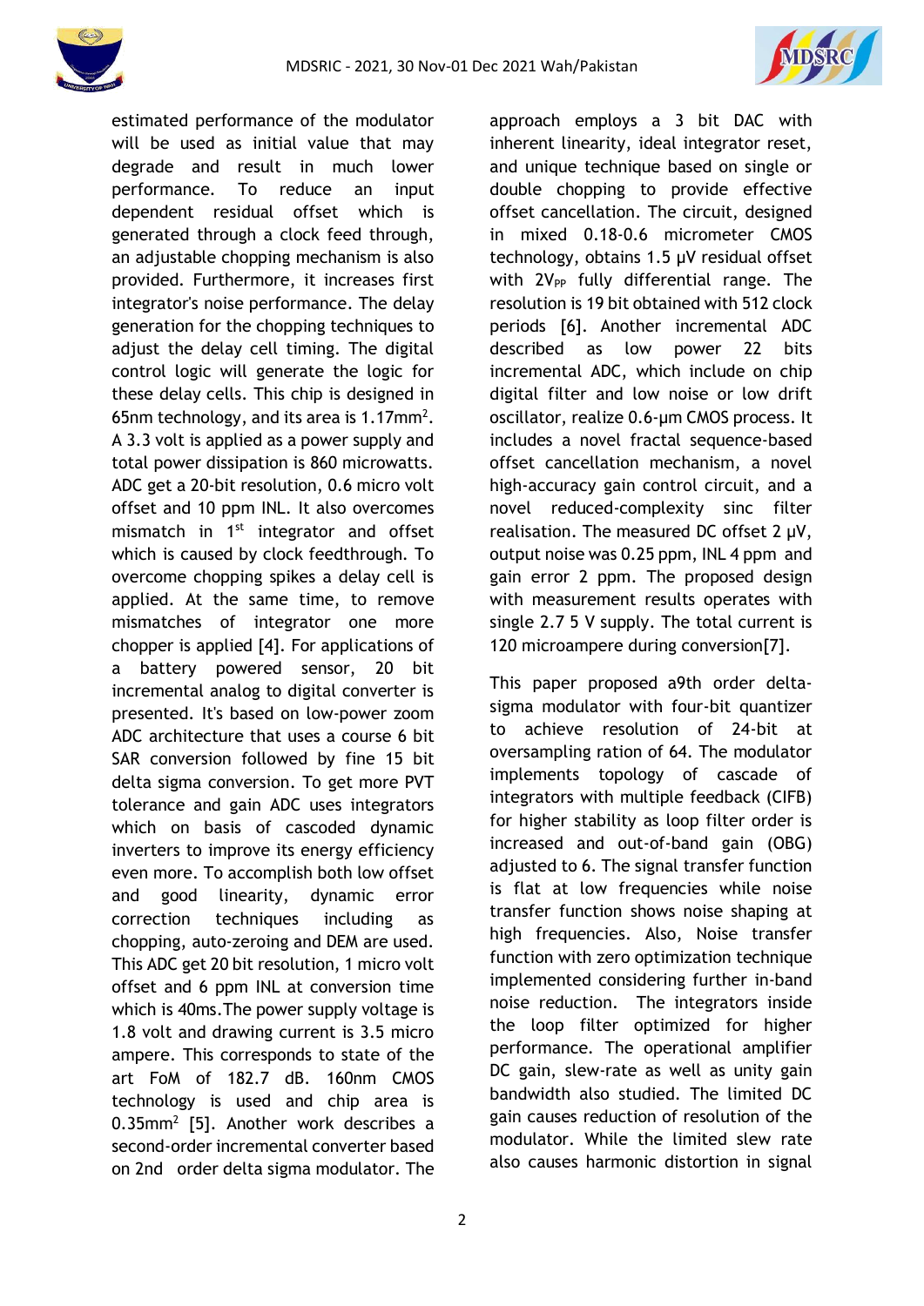estimated performance of the modulator will be used as initial value that may degrade and result in much lower performance. To reduce an input dependent residual offset which is generated through a clock feed through, an adjustable chopping mechanism is also provided. Furthermore, it increases first integrator's noise performance. The delay generation for the chopping techniques to adjust the delay cell timing. The digital control logic will generate the logic for these delay cells. This chip is designed in 65nm technology, and its area is 1.17mm$^2$. A 3.3 volt is applied as a power supply and total power dissipation is 860 microwatts. ADC get a 20-bit resolution, 0.6 micro volt offset and 10 ppm INL. It also overcomes mismatch in 1$^{st}$ integrator and offset which is caused by clock feedthrough. To overcome chopping spikes a delay cell is applied. At the same time, to remove mismatches of integrator one more chopper is applied [4]. For applications of a battery powered sensor, 20 bit incremental analog to digital converter is presented. It's based on low-power zoom ADC architecture that uses a course 6 bit SAR conversion followed by fine 15 bit delta sigma conversion. To get more PVT tolerance and gain ADC uses integrators which on basis of cascoded dynamic inverters to improve its energy efficiency even more. To accomplish both low offset and good linearity, dynamic error correction techniques including as chopping, auto-zeroing and DEM are used. This ADC get 20 bit resolution, 1 micro volt offset and 6 ppm INL at conversion time which is 40ms.The power supply voltage is 1.8 volt and drawing current is 3.5 micro ampere. This corresponds to state of the art FoM of 182.7 dB. 160nm CMOS technology is used and chip area is 0.35mm$^2$ [5]. Another work describes a second-order incremental converter based on 2nd order delta sigma modulator. The approach employs a 3 bit DAC with inherent linearity, ideal integrator reset, and unique technique based on single or double chopping to provide effective offset cancellation. The circuit, designed in mixed 0.18-0.6 micrometer CMOS technology, obtains 1.5 μV residual offset with 2V$_{PP}$ fully differential range. The resolution is 19 bit obtained with 512 clock periods [6]. Another incremental ADC described as low power 22 bits incremental ADC, which include on chip digital filter and low noise or low drift oscillator, realize 0.6-μm CMOS process. It includes a novel fractal sequence-based offset cancellation mechanism, a novel high-accuracy gain control circuit, and a novel reduced-complexity sinc filter realisation. The measured DC offset 2 μV, output noise was 0.25 ppm, INL 4 ppm and gain error 2 ppm. The proposed design with measurement results operates with single 2.7 5 V supply. The total current is 120 microampere during conversion[7].

This paper proposed a9th order delta-sigma modulator with four-bit quantizer to achieve resolution of 24-bit at oversampling ration of 64. The modulator implements topology of cascade of integrators with multiple feedback (CIFB) for higher stability as loop filter order is increased and out-of-band gain (OBG) adjusted to 6. The signal transfer function is flat at low frequencies while noise transfer function shows noise shaping at high frequencies. Also, Noise transfer function with zero optimization technique implemented considering further in-band noise reduction. The integrators inside the loop filter optimized for higher performance. The operational amplifier DC gain, slew-rate as well as unity gain bandwidth also studied. The limited DC gain causes reduction of resolution of the modulator. While the limited slew rate also causes harmonic distortion in signal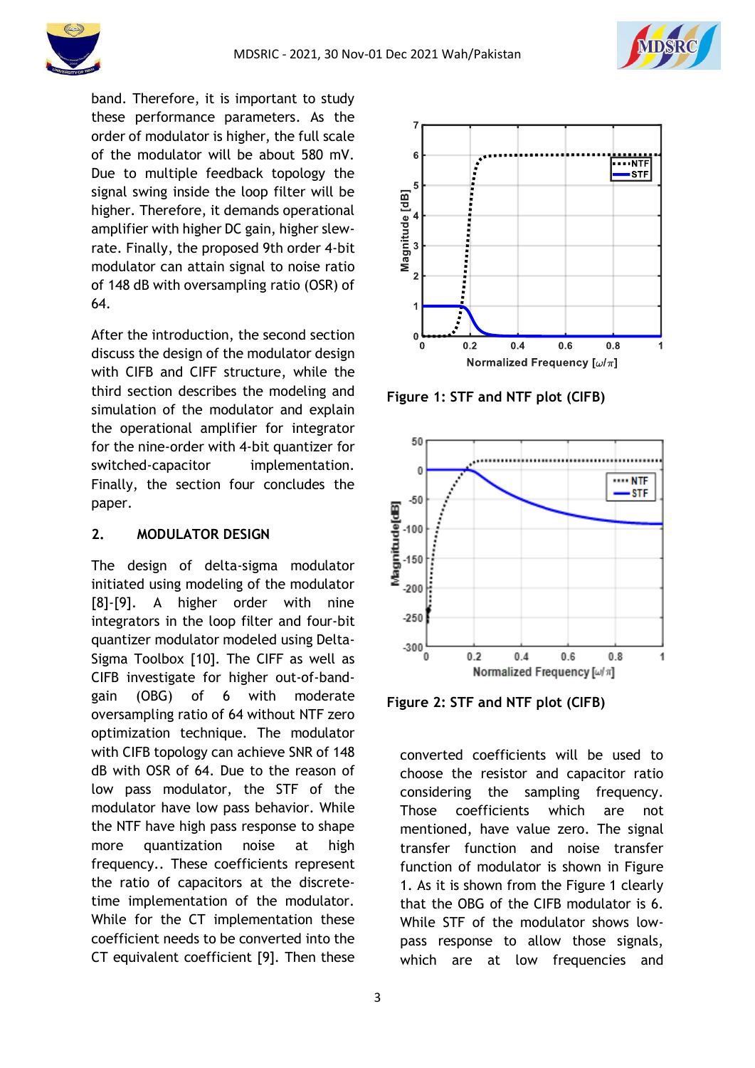band. Therefore, it is important to study these performance parameters. As the order of modulator is higher, the full scale of the modulator will be about 580 mV. Due to multiple feedback topology the signal swing inside the loop filter will be higher. Therefore, it demands operational amplifier with higher DC gain, higher slew-rate. Finally, the proposed 9th order 4-bit modulator can attain signal to noise ratio of 148 dB with oversampling ratio (OSR) of 64.

After the introduction, the second section discuss the design of the modulator design with CIFB and CIFF structure, while the third section describes the modeling and simulation of the modulator and explain the operational amplifier for integrator for the nine-order with 4-bit quantizer for switched-capacitor implementation. Finally, the section four concludes the paper.

## 2. MODULATOR DESIGN

The design of delta-sigma modulator initiated using modeling of the modulator [8]-[9]. A higher order with nine integrators in the loop filter and four-bit quantizer modulator modeled using Delta-Sigma Toolbox [10]. The CIFF as well as CIFB investigate for higher out-of-band-gain (OBG) of 6 with moderate oversampling ratio of 64 without NTF zero optimization technique. The modulator with CIFB topology can achieve SNR of 148 dB with OSR of 64. Due to the reason of low pass modulator, the STF of the modulator have low pass behavior. While the NTF have high pass response to shape more quantization noise at high frequency.. These coefficients represent the ratio of capacitors at the discrete-time implementation of the modulator. While for the CT implementation these coefficient needs to be converted into the CT equivalent coefficient [9]. Then these converted coefficients will be used to choose the resistor and capacitor ratio considering the sampling frequency. Those coefficients which are not mentioned, have value zero. The signal transfer function and noise transfer function of modulator is shown in Figure 1. As it is shown from the Figure 1 clearly that the OBG of the CIFB modulator is 6. While STF of the modulator shows low-pass response to allow those signals, which are at low frequencies and

**Figure 1: STF and NTF plot (CIFB)**

**Figure 2: STF and NTF plot (CIFB)**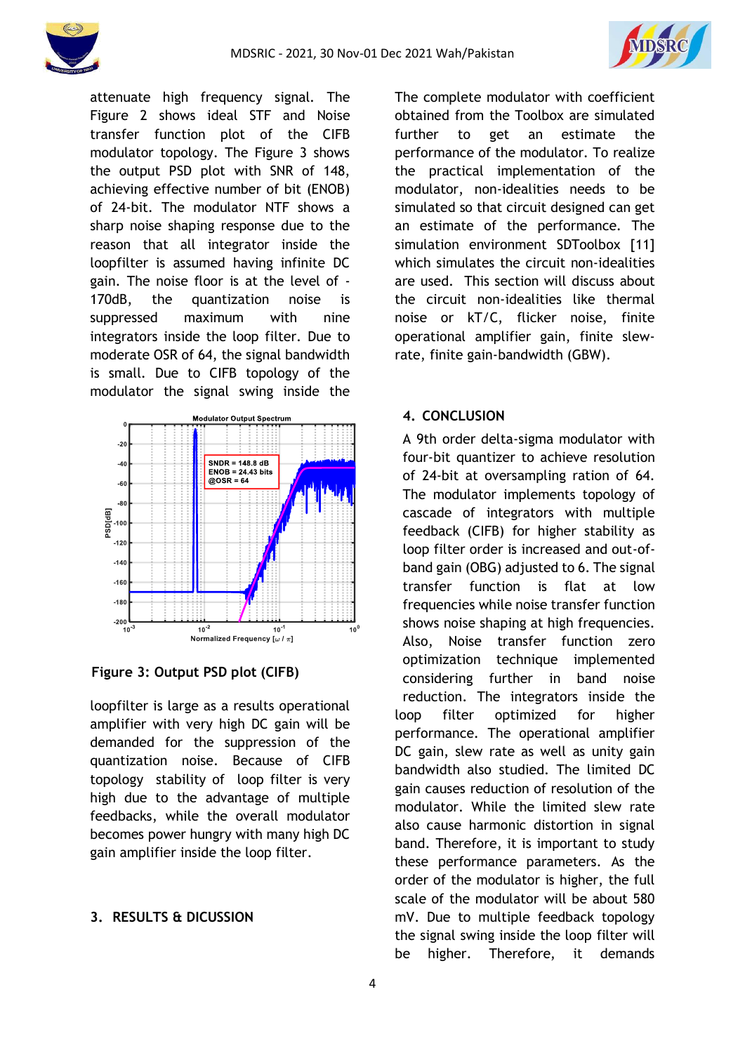attenuate high frequency signal. The Figure 2 shows ideal STF and Noise transfer function plot of the CIFB modulator topology. The Figure 3 shows the output PSD plot with SNR of 148, achieving effective number of bit (ENOB) of 24-bit. The modulator NTF shows a sharp noise shaping response due to the reason that all integrator inside the loopfilter is assumed having infinite DC gain. The noise floor is at the level of -170dB, the quantization noise is suppressed maximum with nine integrators inside the loop filter. Due to moderate OSR of 64, the signal bandwidth is small. Due to CIFB topology of the modulator the signal swing inside the

**Figure 3: Output PSD plot (CIFB)**

loopfilter is large as a results operational amplifier with very high DC gain will be demanded for the suppression of the quantization noise. Because of CIFB topology stability of loop filter is very high due to the advantage of multiple feedbacks, while the overall modulator becomes power hungry with many high DC gain amplifier inside the loop filter.

## 3. RESULTS & DICUSSION

The complete modulator with coefficient obtained from the Toolbox are simulated further to get an estimate the performance of the modulator. To realize the practical implementation of the modulator, non-idealities needs to be simulated so that circuit designed can get an estimate of the performance. The simulation environment SDToolbox [11] which simulates the circuit non-idealities are used. This section will discuss about the circuit non-idealities like thermal noise or kT/C, flicker noise, finite operational amplifier gain, finite slew-rate, finite gain-bandwidth (GBW).

## 4. CONCLUSION

A 9th order delta-sigma modulator with four-bit quantizer to achieve resolution of 24-bit at oversampling ration of 64. The modulator implements topology of cascade of integrators with multiple feedback (CIFB) for higher stability as loop filter order is increased and out-of-band gain (OBG) adjusted to 6. The signal transfer function is flat at low frequencies while noise transfer function shows noise shaping at high frequencies. Also, Noise transfer function zero optimization technique implemented considering further in band noise reduction. The integrators inside the loop filter optimized for higher performance. The operational amplifier DC gain, slew rate as well as unity gain bandwidth also studied. The limited DC gain causes reduction of resolution of the modulator. While the limited slew rate also cause harmonic distortion in signal band. Therefore, it is important to study these performance parameters. As the order of the modulator is higher, the full scale of the modulator will be about 580 mV. Due to multiple feedback topology the signal swing inside the loop filter will be higher. Therefore, it demands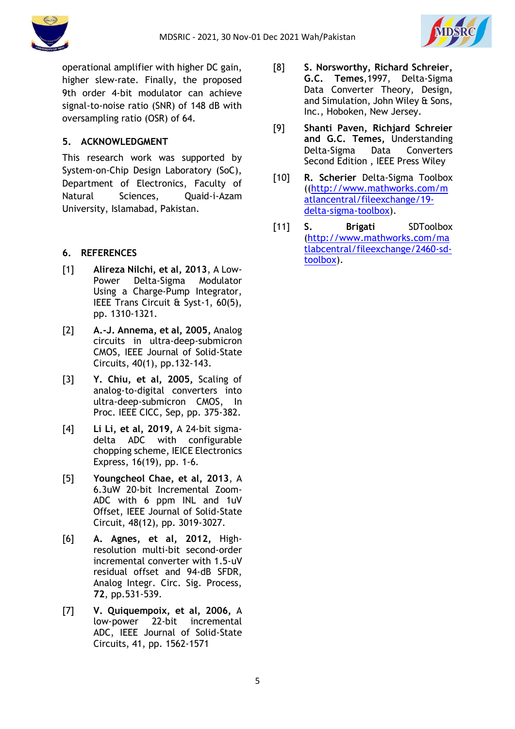operational amplifier with higher DC gain, higher slew-rate. Finally, the proposed 9th order 4-bit modulator can achieve signal-to-noise ratio (SNR) of 148 dB with oversampling ratio (OSR) of 64.

## 5. ACKNOWLEDGMENT

This research work was supported by System-on-Chip Design Laboratory (SoC), Department of Electronics, Faculty of Natural Sciences, Quaid-i-Azam University, Islamabad, Pakistan.

## 6. REFERENCES

[1] **Alireza Nilchi, et al, 2013**, A Low-Power Delta-Sigma Modulator Using a Charge-Pump Integrator, IEEE Trans Circuit & Syst-1, 60(5), pp. 1310-1321.

[2] **A.-J. Annema, et al, 2005**, Analog circuits in ultra-deep-submicron CMOS, IEEE Journal of Solid-State Circuits, 40(1), pp.132-143.

[3] **Y. Chiu, et al, 2005,** Scaling of analog-to-digital converters into ultra-deep-submicron CMOS, In Proc. IEEE CICC, Sep, pp. 375-382.

[4] **Li Li, et al, 2019,** A 24-bit sigma-delta ADC with configurable chopping scheme, IEICE Electronics Express, 16(19), pp. 1-6.

[5] **Youngcheol Chae, et al, 2013**, A 6.3uW 20-bit Incremental Zoom-ADC with 6 ppm INL and 1uV Offset, IEEE Journal of Solid-State Circuit, 48(12), pp. 3019-3027.

[6] **A. Agnes, et al, 2012,** High-resolution multi-bit second-order incremental converter with 1.5-uV residual offset and 94-dB SFDR, Analog Integr. Circ. Sig. Process, **72**, pp.531-539.

[7] **V. Quiquempoix, et al, 2006,** A low-power 22-bit incremental ADC, IEEE Journal of Solid-State Circuits, 41, pp. 1562-1571

[8] **S. Norsworthy, Richard Schreier, G.C. Temes**,1997, Delta-Sigma Data Converter Theory, Design, and Simulation, John Wiley & Sons, Inc., Hoboken, New Jersey.

[9] **Shanti Paven, Richjard Schreier and G.C. Temes,** Understanding Delta-Sigma Data Converters Second Edition , IEEE Press Wiley

[10] **R. Scherier** Delta-Sigma Toolbox ((http://www.mathworks.com/matlancentral/fileexchange/19-delta-sigma-toolbox).

[11] **S. Brigati** SDToolbox (http://www.mathworks.com/matlabcentral/fileexchange/2460-sd-toolbox).